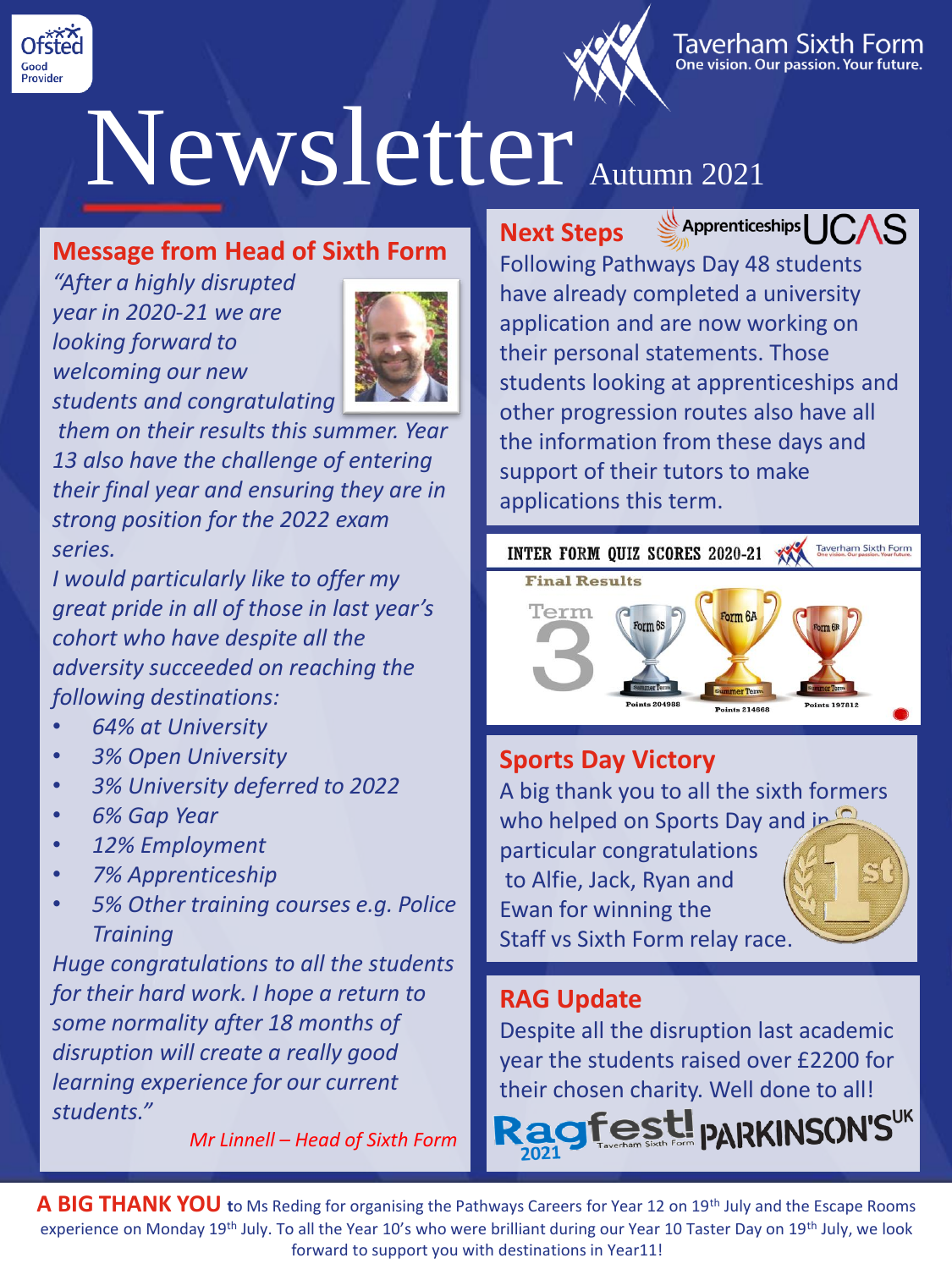Ofsted Good Provider

Taverham Sixth Form
One vision. Our passion. Your future.

# Newsletter Autumn 2021

## Message from Head of Sixth Form

*"After a highly disrupted year in 2020-21 we are looking forward to welcoming our new students and congratulating them on their results this summer. Year 13 also have the challenge of entering their final year and ensuring they are in strong position for the 2022 exam series.*

*I would particularly like to offer my great pride in all of those in last year's cohort who have despite all the adversity succeeded on reaching the following destinations:*

- *64% at University*
- *3% Open University*
- *3% University deferred to 2022*
- *6% Gap Year*
- *12% Employment*
- *7% Apprenticeship*
- *5% Other training courses e.g. Police Training*

*Huge congratulations to all the students for their hard work. I hope a return to some normality after 18 months of disruption will create a really good learning experience for our current students."*

*Mr Linnell – Head of Sixth Form*

## Next Steps

Apprenticeships UCAS

Following Pathways Day 48 students have already completed a university application and are now working on their personal statements. Those students looking at apprenticeships and other progression routes also have all the information from these days and support of their tutors to make applications this term.

## INTER FORM QUIZ SCORES 2020-21

Final Results

Term 3

| Form 6S | Form 6A | Form 6R |
|---|---|---|
| Summer Term | Summer Term | Summer Term |
| Points 204988 | Points 214868 | Points 197812 |

## Sports Day Victory

A big thank you to all the sixth formers who helped on Sports Day and in particular congratulations to Alfie, Jack, Ryan and Ewan for winning the Staff vs Sixth Form relay race.

## RAG Update

Despite all the disruption last academic year the students raised over £2200 for their chosen charity. Well done to all!

Ragfest! 2021 Taverham Sixth Form — PARKINSON'S UK

**A BIG THANK YOU** to Ms Reding for organising the Pathways Careers for Year 12 on 19th July and the Escape Rooms experience on Monday 19th July. To all the Year 10's who were brilliant during our Year 10 Taster Day on 19th July, we look forward to support you with destinations in Year11!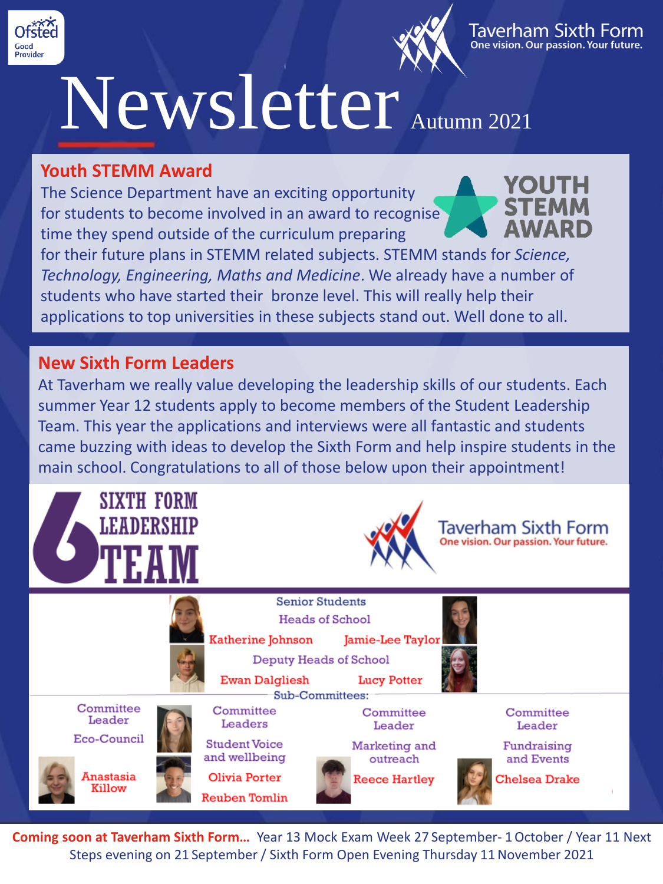# Newsletter Autumn 2021

Taverham Sixth Form
One vision. Our passion. Your future.

## Youth STEMM Award

The Science Department have an exciting opportunity for students to become involved in an award to recognise time they spend outside of the curriculum preparing for their future plans in STEMM related subjects. STEMM stands for *Science, Technology, Engineering, Maths and Medicine*. We already have a number of students who have started their bronze level. This will really help their applications to top universities in these subjects stand out. Well done to all.

## New Sixth Form Leaders

At Taverham we really value developing the leadership skills of our students. Each summer Year 12 students apply to become members of the Student Leadership Team. This year the applications and interviews were all fantastic and students came buzzing with ideas to develop the Sixth Form and help inspire students in the main school. Congratulations to all of those below upon their appointment!

### Sixth Form Leadership Team

**Senior Students**

**Heads of School**

Katherine Johnson, Jamie-Lee Taylor

**Deputy Heads of School**

Ewan Dalgliesh, Lucy Potter

**Sub-Committees:**

| Committee Leader | Committee Leaders | Committee Leader | Committee Leader |
|---|---|---|---|
| Eco-Council | Student Voice and wellbeing | Marketing and outreach | Fundraising and Events |
| Anastasia Killow | Olivia Porter, Reuben Tomlin | Reece Hartley | Chelsea Drake |

**Coming soon at Taverham Sixth Form…** Year 13 Mock Exam Week 27 September- 1 October / Year 11 Next Steps evening on 21 September / Sixth Form Open Evening Thursday 11 November 2021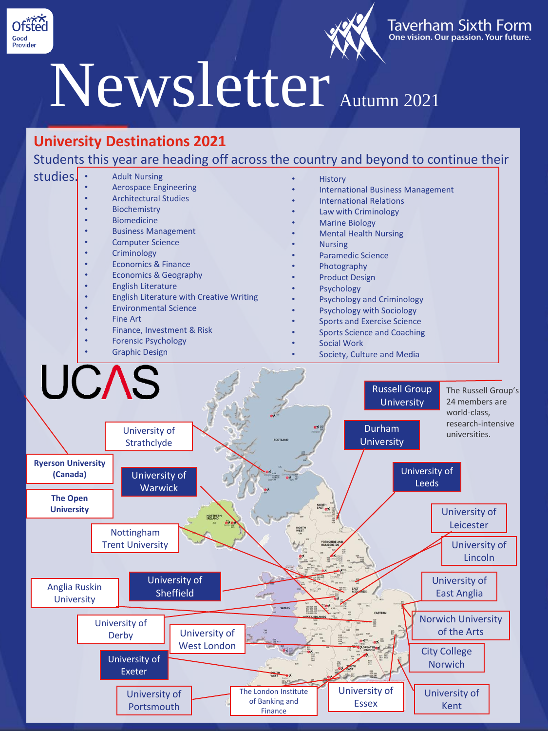Ofsted Good Provider

Taverham Sixth Form
One vision. Our passion. Your future.

# Newsletter Autumn 2021

## University Destinations 2021

Students this year are heading off across the country and beyond to continue their studies.

- Adult Nursing
- Aerospace Engineering
- Architectural Studies
- Biochemistry
- Biomedicine
- Business Management
- Computer Science
- Criminology
- Economics & Finance
- Economics & Geography
- English Literature
- English Literature with Creative Writing
- Environmental Science
- Fine Art
- Finance, Investment & Risk
- Forensic Psychology
- Graphic Design
- History
- International Business Management
- International Relations
- Law with Criminology
- Marine Biology
- Mental Health Nursing
- Nursing
- Paramedic Science
- Photography
- Product Design
- Psychology
- Psychology and Criminology
- Psychology with Sociology
- Sports and Exercise Science
- Sports Science and Coaching
- Social Work
- Society, Culture and Media

UCAS

Russell Group University

The Russell Group's 24 members are world-class, research-intensive universities.

University of Strathclyde

Ryerson University (Canada)

The Open University

University of Warwick

Nottingham Trent University

University of Sheffield

Anglia Ruskin University

University of Derby

University of West London

University of Exeter

University of Portsmouth

The London Institute of Banking and Finance

University of Essex

Durham University

University of Leeds

University of Leicester

University of Lincoln

University of East Anglia

Norwich University of the Arts

City College Norwich

University of Kent